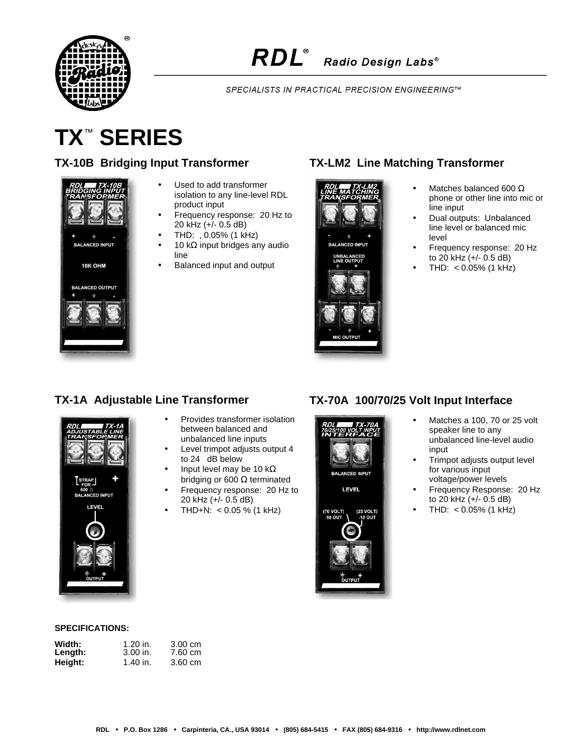RDL® Radio Design Labs®

SPECIALISTS IN PRACTICAL PRECISION ENGINEERING™

# TX™ SERIES

## TX-10B Bridging Input Transformer

- Used to add transformer isolation to any line-level RDL product input
- Frequency response: 20 Hz to 20 kHz (+/- 0.5 dB)
- THD: , 0.05% (1 kHz)
- 10 kΩ input bridges any audio line
- Balanced input and output

## TX-LM2 Line Matching Transformer

- Matches balanced 600 Ω phone or other line into mic or line input
- Dual outputs: Unbalanced line level or balanced mic level
- Frequency response: 20 Hz to 20 kHz (+/- 0.5 dB)
- THD: < 0.05% (1 kHz)

## TX-1A Adjustable Line Transformer

- Provides transformer isolation between balanced and unbalanced line inputs
- Level trimpot adjusts output 4 to 24 dB below
- Input level may be 10 kΩ bridging or 600 Ω terminated
- Frequency response: 20 Hz to 20 kHz (+/- 0.5 dB)
- THD+N: < 0.05 % (1 kHz)

## TX-70A 100/70/25 Volt Input Interface

- Matches a 100, 70 or 25 volt speaker line to any unbalanced line-level audio input
- Trimpot adjusts output level for various input voltage/power levels
- Frequency Response: 20 Hz to 20 kHz (+/- 0.5 dB)
- THD: < 0.05% (1 kHz)

**SPECIFICATIONS:**

| | | |
|---|---|---|
| **Width:** | 1.20 in. | 3.00 cm |
| **Length:** | 3.00 in. | 7.60 cm |
| **Height:** | 1.40 in. | 3.60 cm |

RDL • P.O. Box 1286 • Carpinteria, CA., USA 93014 • (805) 684-5415 • FAX (805) 684-9316 • http://www.rdlnet.com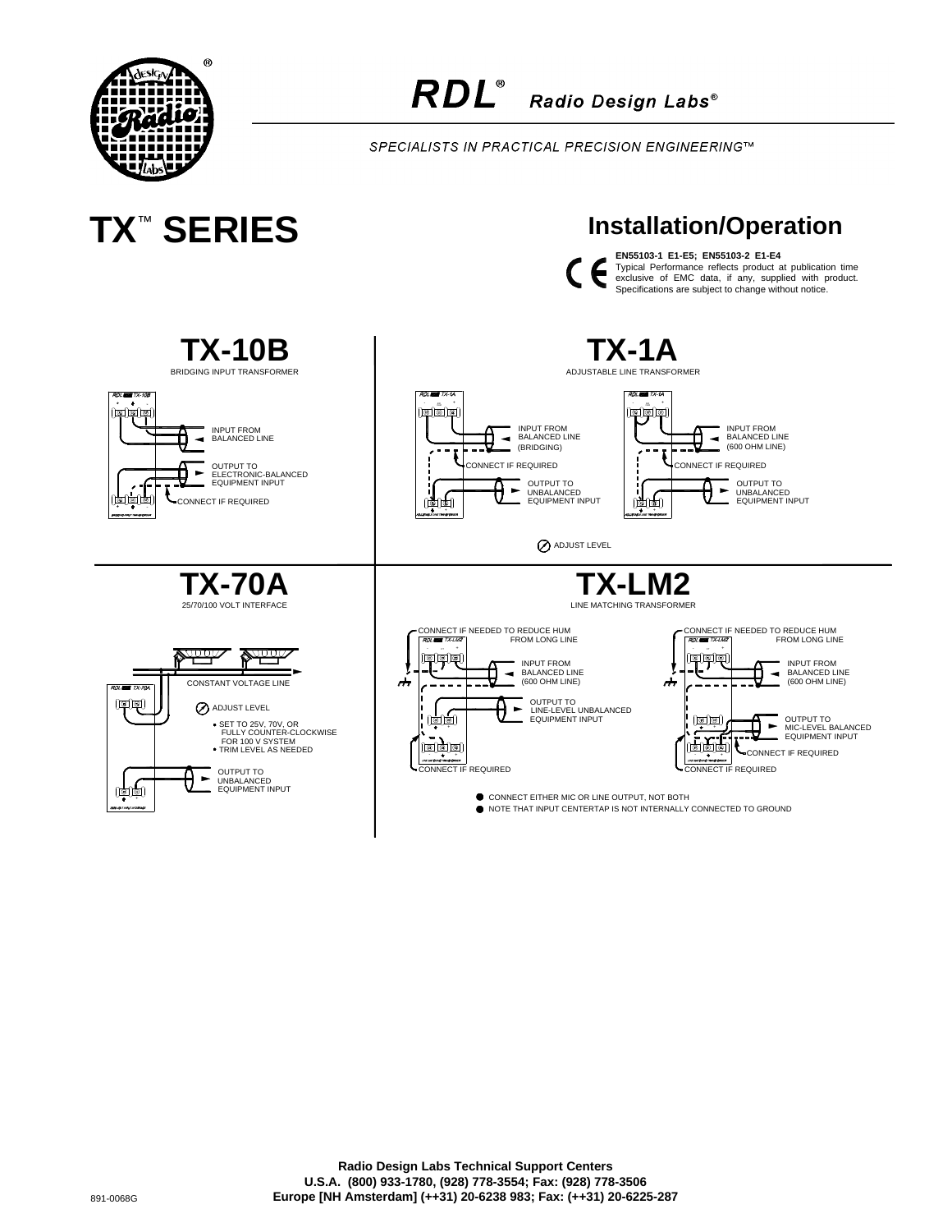RDL® Radio Design Labs®

SPECIALISTS IN PRACTICAL PRECISION ENGINEERING™

# TX™ SERIES

## Installation/Operation

**EN55103-1 E1-E5; EN55103-2 E1-E4**
Typical Performance reflects product at publication time exclusive of EMC data, if any, supplied with product. Specifications are subject to change without notice.

## TX-10B

BRIDGING INPUT TRANSFORMER

INPUT FROM BALANCED LINE

OUTPUT TO ELECTRONIC-BALANCED EQUIPMENT INPUT

CONNECT IF REQUIRED

## TX-1A

ADJUSTABLE LINE TRANSFORMER

INPUT FROM BALANCED LINE (BRIDGING)

CONNECT IF REQUIRED

OUTPUT TO UNBALANCED EQUIPMENT INPUT

INPUT FROM BALANCED LINE (600 OHM LINE)

CONNECT IF REQUIRED

OUTPUT TO UNBALANCED EQUIPMENT INPUT

ADJUST LEVEL

## TX-70A

25/70/100 VOLT INTERFACE

CONSTANT VOLTAGE LINE

ADJUST LEVEL

- SET TO 25V, 70V, OR FULLY COUNTER-CLOCKWISE FOR 100 V SYSTEM
- TRIM LEVEL AS NEEDED

OUTPUT TO UNBALANCED EQUIPMENT INPUT

## TX-LM2

LINE MATCHING TRANSFORMER

CONNECT IF NEEDED TO REDUCE HUM FROM LONG LINE

INPUT FROM BALANCED LINE (600 OHM LINE)

OUTPUT TO LINE-LEVEL UNBALANCED EQUIPMENT INPUT

CONNECT IF REQUIRED

CONNECT IF NEEDED TO REDUCE HUM FROM LONG LINE

INPUT FROM BALANCED LINE (600 OHM LINE)

OUTPUT TO MIC-LEVEL BALANCED EQUIPMENT INPUT

CONNECT IF REQUIRED

CONNECT IF REQUIRED

- CONNECT EITHER MIC OR LINE OUTPUT, NOT BOTH
- NOTE THAT INPUT CENTERTAP IS NOT INTERNALLY CONNECTED TO GROUND

**Radio Design Labs Technical Support Centers**
**U.S.A. (800) 933-1780, (928) 778-3554; Fax: (928) 778-3506**
**Europe [NH Amsterdam] (++31) 20-6238 983; Fax: (++31) 20-6225-287**

891-0068G